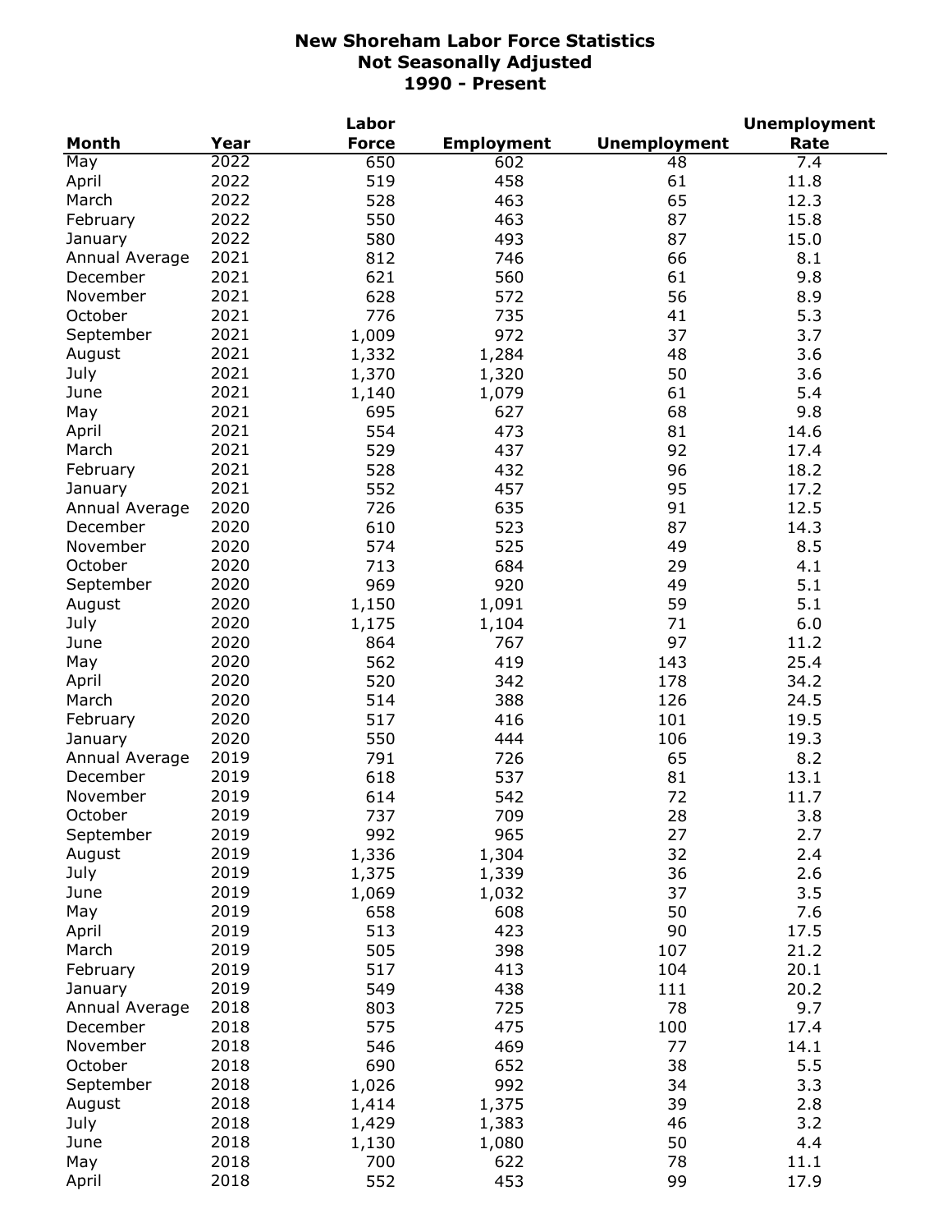# New Shoreham Labor Force Statistics
## Not Seasonally Adjusted
## 1990 - Present

| Month | Year | Labor Force | Employment | Unemployment | Unemployment Rate |
|---|---|---|---|---|---|
| May | 2022 | 650 | 602 | 48 | 7.4 |
| April | 2022 | 519 | 458 | 61 | 11.8 |
| March | 2022 | 528 | 463 | 65 | 12.3 |
| February | 2022 | 550 | 463 | 87 | 15.8 |
| January | 2022 | 580 | 493 | 87 | 15.0 |
| Annual Average | 2021 | 812 | 746 | 66 | 8.1 |
| December | 2021 | 621 | 560 | 61 | 9.8 |
| November | 2021 | 628 | 572 | 56 | 8.9 |
| October | 2021 | 776 | 735 | 41 | 5.3 |
| September | 2021 | 1,009 | 972 | 37 | 3.7 |
| August | 2021 | 1,332 | 1,284 | 48 | 3.6 |
| July | 2021 | 1,370 | 1,320 | 50 | 3.6 |
| June | 2021 | 1,140 | 1,079 | 61 | 5.4 |
| May | 2021 | 695 | 627 | 68 | 9.8 |
| April | 2021 | 554 | 473 | 81 | 14.6 |
| March | 2021 | 529 | 437 | 92 | 17.4 |
| February | 2021 | 528 | 432 | 96 | 18.2 |
| January | 2021 | 552 | 457 | 95 | 17.2 |
| Annual Average | 2020 | 726 | 635 | 91 | 12.5 |
| December | 2020 | 610 | 523 | 87 | 14.3 |
| November | 2020 | 574 | 525 | 49 | 8.5 |
| October | 2020 | 713 | 684 | 29 | 4.1 |
| September | 2020 | 969 | 920 | 49 | 5.1 |
| August | 2020 | 1,150 | 1,091 | 59 | 5.1 |
| July | 2020 | 1,175 | 1,104 | 71 | 6.0 |
| June | 2020 | 864 | 767 | 97 | 11.2 |
| May | 2020 | 562 | 419 | 143 | 25.4 |
| April | 2020 | 520 | 342 | 178 | 34.2 |
| March | 2020 | 514 | 388 | 126 | 24.5 |
| February | 2020 | 517 | 416 | 101 | 19.5 |
| January | 2020 | 550 | 444 | 106 | 19.3 |
| Annual Average | 2019 | 791 | 726 | 65 | 8.2 |
| December | 2019 | 618 | 537 | 81 | 13.1 |
| November | 2019 | 614 | 542 | 72 | 11.7 |
| October | 2019 | 737 | 709 | 28 | 3.8 |
| September | 2019 | 992 | 965 | 27 | 2.7 |
| August | 2019 | 1,336 | 1,304 | 32 | 2.4 |
| July | 2019 | 1,375 | 1,339 | 36 | 2.6 |
| June | 2019 | 1,069 | 1,032 | 37 | 3.5 |
| May | 2019 | 658 | 608 | 50 | 7.6 |
| April | 2019 | 513 | 423 | 90 | 17.5 |
| March | 2019 | 505 | 398 | 107 | 21.2 |
| February | 2019 | 517 | 413 | 104 | 20.1 |
| January | 2019 | 549 | 438 | 111 | 20.2 |
| Annual Average | 2018 | 803 | 725 | 78 | 9.7 |
| December | 2018 | 575 | 475 | 100 | 17.4 |
| November | 2018 | 546 | 469 | 77 | 14.1 |
| October | 2018 | 690 | 652 | 38 | 5.5 |
| September | 2018 | 1,026 | 992 | 34 | 3.3 |
| August | 2018 | 1,414 | 1,375 | 39 | 2.8 |
| July | 2018 | 1,429 | 1,383 | 46 | 3.2 |
| June | 2018 | 1,130 | 1,080 | 50 | 4.4 |
| May | 2018 | 700 | 622 | 78 | 11.1 |
| April | 2018 | 552 | 453 | 99 | 17.9 |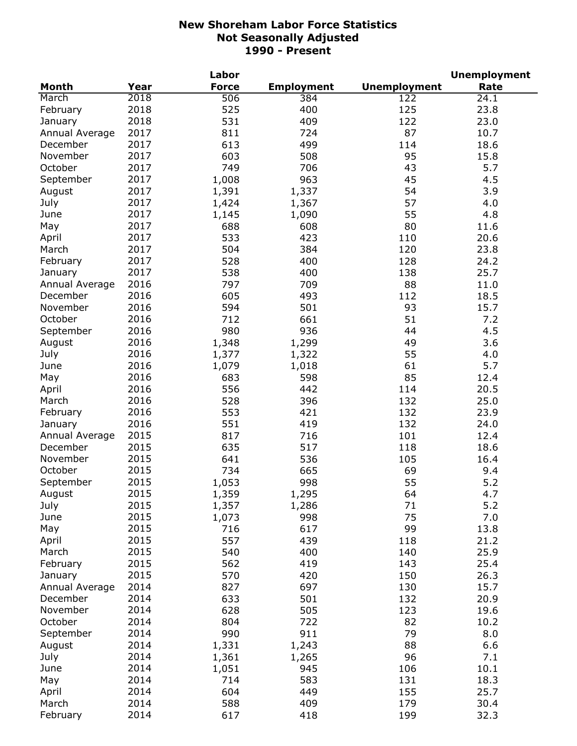**New Shoreham Labor Force Statistics**
**Not Seasonally Adjusted**
**1990 - Present**

| Month | Year | Labor Force | Employment | Unemployment | Unemployment Rate |
|---|---|---|---|---|---|
| March | 2018 | 506 | 384 | 122 | 24.1 |
| February | 2018 | 525 | 400 | 125 | 23.8 |
| January | 2018 | 531 | 409 | 122 | 23.0 |
| Annual Average | 2017 | 811 | 724 | 87 | 10.7 |
| December | 2017 | 613 | 499 | 114 | 18.6 |
| November | 2017 | 603 | 508 | 95 | 15.8 |
| October | 2017 | 749 | 706 | 43 | 5.7 |
| September | 2017 | 1,008 | 963 | 45 | 4.5 |
| August | 2017 | 1,391 | 1,337 | 54 | 3.9 |
| July | 2017 | 1,424 | 1,367 | 57 | 4.0 |
| June | 2017 | 1,145 | 1,090 | 55 | 4.8 |
| May | 2017 | 688 | 608 | 80 | 11.6 |
| April | 2017 | 533 | 423 | 110 | 20.6 |
| March | 2017 | 504 | 384 | 120 | 23.8 |
| February | 2017 | 528 | 400 | 128 | 24.2 |
| January | 2017 | 538 | 400 | 138 | 25.7 |
| Annual Average | 2016 | 797 | 709 | 88 | 11.0 |
| December | 2016 | 605 | 493 | 112 | 18.5 |
| November | 2016 | 594 | 501 | 93 | 15.7 |
| October | 2016 | 712 | 661 | 51 | 7.2 |
| September | 2016 | 980 | 936 | 44 | 4.5 |
| August | 2016 | 1,348 | 1,299 | 49 | 3.6 |
| July | 2016 | 1,377 | 1,322 | 55 | 4.0 |
| June | 2016 | 1,079 | 1,018 | 61 | 5.7 |
| May | 2016 | 683 | 598 | 85 | 12.4 |
| April | 2016 | 556 | 442 | 114 | 20.5 |
| March | 2016 | 528 | 396 | 132 | 25.0 |
| February | 2016 | 553 | 421 | 132 | 23.9 |
| January | 2016 | 551 | 419 | 132 | 24.0 |
| Annual Average | 2015 | 817 | 716 | 101 | 12.4 |
| December | 2015 | 635 | 517 | 118 | 18.6 |
| November | 2015 | 641 | 536 | 105 | 16.4 |
| October | 2015 | 734 | 665 | 69 | 9.4 |
| September | 2015 | 1,053 | 998 | 55 | 5.2 |
| August | 2015 | 1,359 | 1,295 | 64 | 4.7 |
| July | 2015 | 1,357 | 1,286 | 71 | 5.2 |
| June | 2015 | 1,073 | 998 | 75 | 7.0 |
| May | 2015 | 716 | 617 | 99 | 13.8 |
| April | 2015 | 557 | 439 | 118 | 21.2 |
| March | 2015 | 540 | 400 | 140 | 25.9 |
| February | 2015 | 562 | 419 | 143 | 25.4 |
| January | 2015 | 570 | 420 | 150 | 26.3 |
| Annual Average | 2014 | 827 | 697 | 130 | 15.7 |
| December | 2014 | 633 | 501 | 132 | 20.9 |
| November | 2014 | 628 | 505 | 123 | 19.6 |
| October | 2014 | 804 | 722 | 82 | 10.2 |
| September | 2014 | 990 | 911 | 79 | 8.0 |
| August | 2014 | 1,331 | 1,243 | 88 | 6.6 |
| July | 2014 | 1,361 | 1,265 | 96 | 7.1 |
| June | 2014 | 1,051 | 945 | 106 | 10.1 |
| May | 2014 | 714 | 583 | 131 | 18.3 |
| April | 2014 | 604 | 449 | 155 | 25.7 |
| March | 2014 | 588 | 409 | 179 | 30.4 |
| February | 2014 | 617 | 418 | 199 | 32.3 |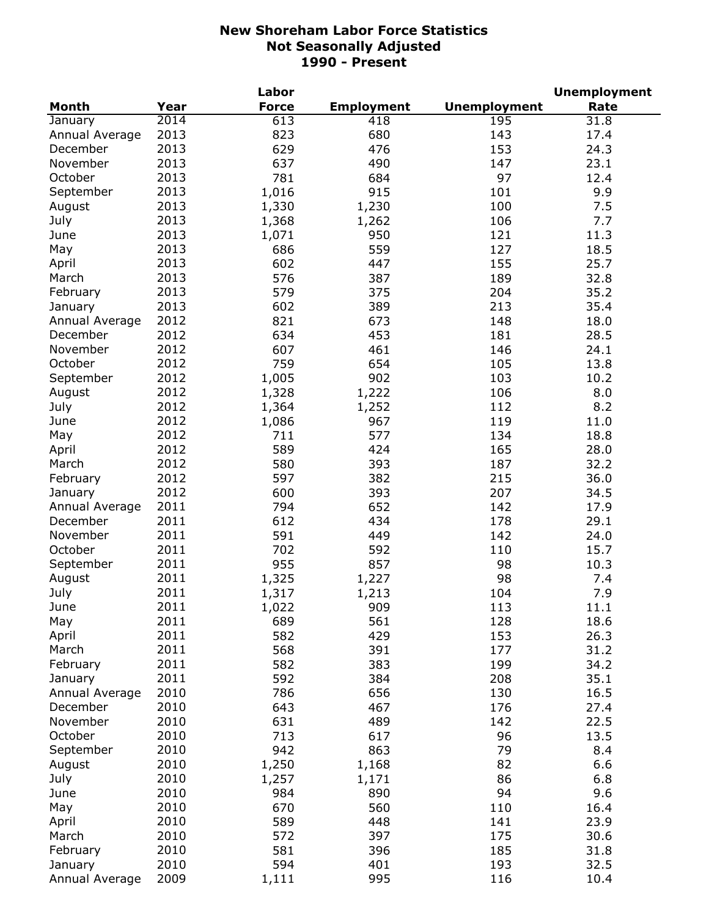# New Shoreham Labor Force Statistics
## Not Seasonally Adjusted
## 1990 - Present

| Month | Year | Labor Force | Employment | Unemployment | Unemployment Rate |
|---|---|---|---|---|---|
| January | 2014 | 613 | 418 | 195 | 31.8 |
| Annual Average | 2013 | 823 | 680 | 143 | 17.4 |
| December | 2013 | 629 | 476 | 153 | 24.3 |
| November | 2013 | 637 | 490 | 147 | 23.1 |
| October | 2013 | 781 | 684 | 97 | 12.4 |
| September | 2013 | 1,016 | 915 | 101 | 9.9 |
| August | 2013 | 1,330 | 1,230 | 100 | 7.5 |
| July | 2013 | 1,368 | 1,262 | 106 | 7.7 |
| June | 2013 | 1,071 | 950 | 121 | 11.3 |
| May | 2013 | 686 | 559 | 127 | 18.5 |
| April | 2013 | 602 | 447 | 155 | 25.7 |
| March | 2013 | 576 | 387 | 189 | 32.8 |
| February | 2013 | 579 | 375 | 204 | 35.2 |
| January | 2013 | 602 | 389 | 213 | 35.4 |
| Annual Average | 2012 | 821 | 673 | 148 | 18.0 |
| December | 2012 | 634 | 453 | 181 | 28.5 |
| November | 2012 | 607 | 461 | 146 | 24.1 |
| October | 2012 | 759 | 654 | 105 | 13.8 |
| September | 2012 | 1,005 | 902 | 103 | 10.2 |
| August | 2012 | 1,328 | 1,222 | 106 | 8.0 |
| July | 2012 | 1,364 | 1,252 | 112 | 8.2 |
| June | 2012 | 1,086 | 967 | 119 | 11.0 |
| May | 2012 | 711 | 577 | 134 | 18.8 |
| April | 2012 | 589 | 424 | 165 | 28.0 |
| March | 2012 | 580 | 393 | 187 | 32.2 |
| February | 2012 | 597 | 382 | 215 | 36.0 |
| January | 2012 | 600 | 393 | 207 | 34.5 |
| Annual Average | 2011 | 794 | 652 | 142 | 17.9 |
| December | 2011 | 612 | 434 | 178 | 29.1 |
| November | 2011 | 591 | 449 | 142 | 24.0 |
| October | 2011 | 702 | 592 | 110 | 15.7 |
| September | 2011 | 955 | 857 | 98 | 10.3 |
| August | 2011 | 1,325 | 1,227 | 98 | 7.4 |
| July | 2011 | 1,317 | 1,213 | 104 | 7.9 |
| June | 2011 | 1,022 | 909 | 113 | 11.1 |
| May | 2011 | 689 | 561 | 128 | 18.6 |
| April | 2011 | 582 | 429 | 153 | 26.3 |
| March | 2011 | 568 | 391 | 177 | 31.2 |
| February | 2011 | 582 | 383 | 199 | 34.2 |
| January | 2011 | 592 | 384 | 208 | 35.1 |
| Annual Average | 2010 | 786 | 656 | 130 | 16.5 |
| December | 2010 | 643 | 467 | 176 | 27.4 |
| November | 2010 | 631 | 489 | 142 | 22.5 |
| October | 2010 | 713 | 617 | 96 | 13.5 |
| September | 2010 | 942 | 863 | 79 | 8.4 |
| August | 2010 | 1,250 | 1,168 | 82 | 6.6 |
| July | 2010 | 1,257 | 1,171 | 86 | 6.8 |
| June | 2010 | 984 | 890 | 94 | 9.6 |
| May | 2010 | 670 | 560 | 110 | 16.4 |
| April | 2010 | 589 | 448 | 141 | 23.9 |
| March | 2010 | 572 | 397 | 175 | 30.6 |
| February | 2010 | 581 | 396 | 185 | 31.8 |
| January | 2010 | 594 | 401 | 193 | 32.5 |
| Annual Average | 2009 | 1,111 | 995 | 116 | 10.4 |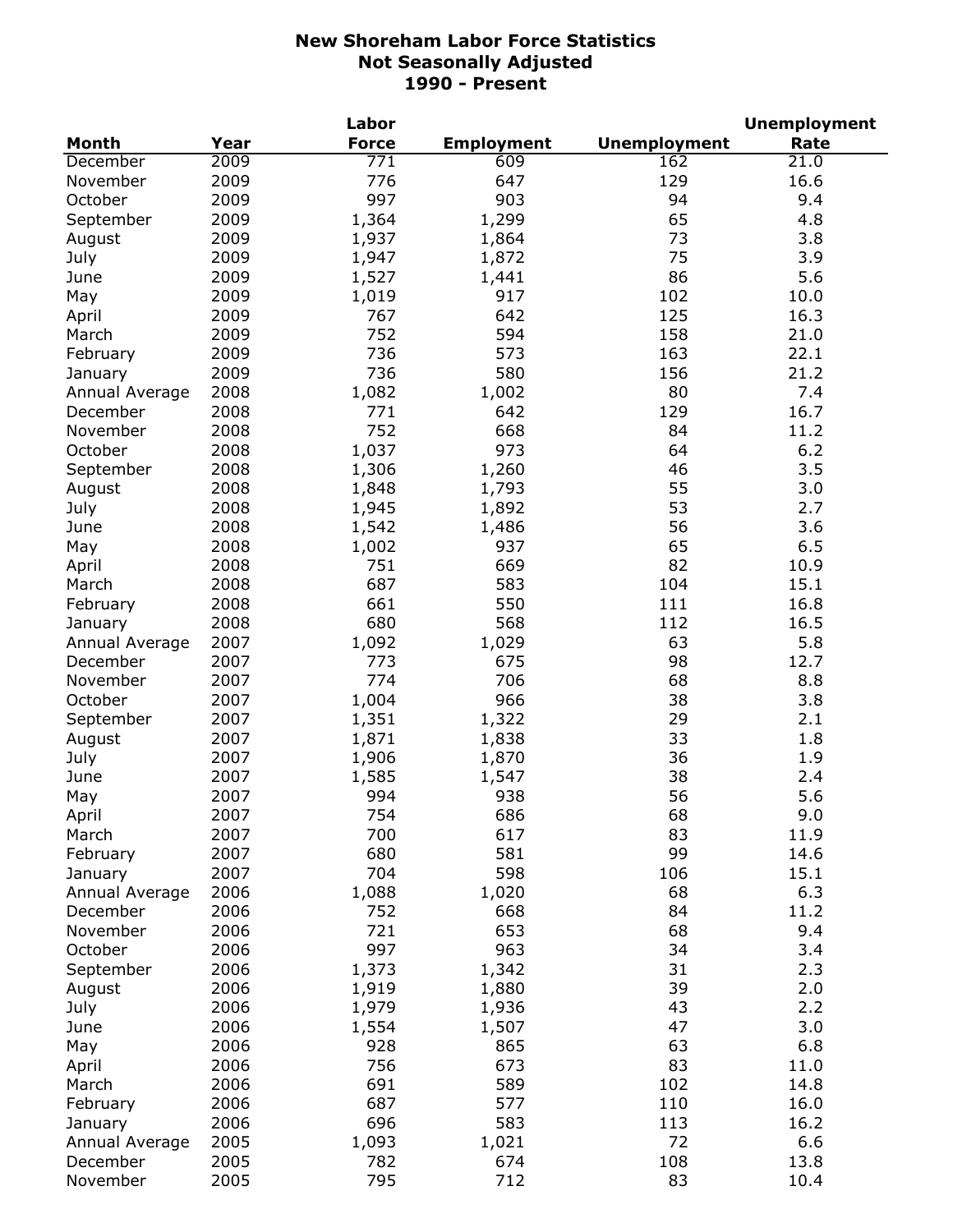# New Shoreham Labor Force Statistics
## Not Seasonally Adjusted
## 1990 - Present

| Month | Year | Labor Force | Employment | Unemployment | Unemployment Rate |
|---|---|---|---|---|---|
| December | 2009 | 771 | 609 | 162 | 21.0 |
| November | 2009 | 776 | 647 | 129 | 16.6 |
| October | 2009 | 997 | 903 | 94 | 9.4 |
| September | 2009 | 1,364 | 1,299 | 65 | 4.8 |
| August | 2009 | 1,937 | 1,864 | 73 | 3.8 |
| July | 2009 | 1,947 | 1,872 | 75 | 3.9 |
| June | 2009 | 1,527 | 1,441 | 86 | 5.6 |
| May | 2009 | 1,019 | 917 | 102 | 10.0 |
| April | 2009 | 767 | 642 | 125 | 16.3 |
| March | 2009 | 752 | 594 | 158 | 21.0 |
| February | 2009 | 736 | 573 | 163 | 22.1 |
| January | 2009 | 736 | 580 | 156 | 21.2 |
| Annual Average | 2008 | 1,082 | 1,002 | 80 | 7.4 |
| December | 2008 | 771 | 642 | 129 | 16.7 |
| November | 2008 | 752 | 668 | 84 | 11.2 |
| October | 2008 | 1,037 | 973 | 64 | 6.2 |
| September | 2008 | 1,306 | 1,260 | 46 | 3.5 |
| August | 2008 | 1,848 | 1,793 | 55 | 3.0 |
| July | 2008 | 1,945 | 1,892 | 53 | 2.7 |
| June | 2008 | 1,542 | 1,486 | 56 | 3.6 |
| May | 2008 | 1,002 | 937 | 65 | 6.5 |
| April | 2008 | 751 | 669 | 82 | 10.9 |
| March | 2008 | 687 | 583 | 104 | 15.1 |
| February | 2008 | 661 | 550 | 111 | 16.8 |
| January | 2008 | 680 | 568 | 112 | 16.5 |
| Annual Average | 2007 | 1,092 | 1,029 | 63 | 5.8 |
| December | 2007 | 773 | 675 | 98 | 12.7 |
| November | 2007 | 774 | 706 | 68 | 8.8 |
| October | 2007 | 1,004 | 966 | 38 | 3.8 |
| September | 2007 | 1,351 | 1,322 | 29 | 2.1 |
| August | 2007 | 1,871 | 1,838 | 33 | 1.8 |
| July | 2007 | 1,906 | 1,870 | 36 | 1.9 |
| June | 2007 | 1,585 | 1,547 | 38 | 2.4 |
| May | 2007 | 994 | 938 | 56 | 5.6 |
| April | 2007 | 754 | 686 | 68 | 9.0 |
| March | 2007 | 700 | 617 | 83 | 11.9 |
| February | 2007 | 680 | 581 | 99 | 14.6 |
| January | 2007 | 704 | 598 | 106 | 15.1 |
| Annual Average | 2006 | 1,088 | 1,020 | 68 | 6.3 |
| December | 2006 | 752 | 668 | 84 | 11.2 |
| November | 2006 | 721 | 653 | 68 | 9.4 |
| October | 2006 | 997 | 963 | 34 | 3.4 |
| September | 2006 | 1,373 | 1,342 | 31 | 2.3 |
| August | 2006 | 1,919 | 1,880 | 39 | 2.0 |
| July | 2006 | 1,979 | 1,936 | 43 | 2.2 |
| June | 2006 | 1,554 | 1,507 | 47 | 3.0 |
| May | 2006 | 928 | 865 | 63 | 6.8 |
| April | 2006 | 756 | 673 | 83 | 11.0 |
| March | 2006 | 691 | 589 | 102 | 14.8 |
| February | 2006 | 687 | 577 | 110 | 16.0 |
| January | 2006 | 696 | 583 | 113 | 16.2 |
| Annual Average | 2005 | 1,093 | 1,021 | 72 | 6.6 |
| December | 2005 | 782 | 674 | 108 | 13.8 |
| November | 2005 | 795 | 712 | 83 | 10.4 |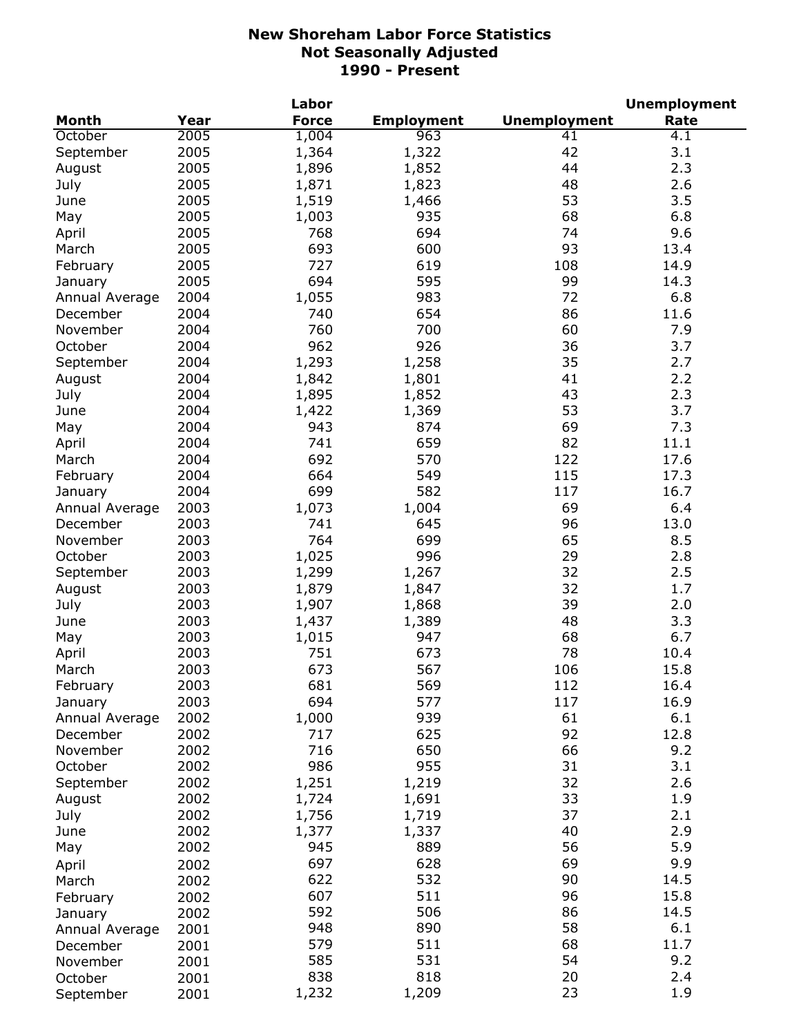# New Shoreham Labor Force Statistics
## Not Seasonally Adjusted
## 1990 - Present

| Month | Year | Labor Force | Employment | Unemployment | Unemployment Rate |
|---|---|---|---|---|---|
| October | 2005 | 1,004 | 963 | 41 | 4.1 |
| September | 2005 | 1,364 | 1,322 | 42 | 3.1 |
| August | 2005 | 1,896 | 1,852 | 44 | 2.3 |
| July | 2005 | 1,871 | 1,823 | 48 | 2.6 |
| June | 2005 | 1,519 | 1,466 | 53 | 3.5 |
| May | 2005 | 1,003 | 935 | 68 | 6.8 |
| April | 2005 | 768 | 694 | 74 | 9.6 |
| March | 2005 | 693 | 600 | 93 | 13.4 |
| February | 2005 | 727 | 619 | 108 | 14.9 |
| January | 2005 | 694 | 595 | 99 | 14.3 |
| Annual Average | 2004 | 1,055 | 983 | 72 | 6.8 |
| December | 2004 | 740 | 654 | 86 | 11.6 |
| November | 2004 | 760 | 700 | 60 | 7.9 |
| October | 2004 | 962 | 926 | 36 | 3.7 |
| September | 2004 | 1,293 | 1,258 | 35 | 2.7 |
| August | 2004 | 1,842 | 1,801 | 41 | 2.2 |
| July | 2004 | 1,895 | 1,852 | 43 | 2.3 |
| June | 2004 | 1,422 | 1,369 | 53 | 3.7 |
| May | 2004 | 943 | 874 | 69 | 7.3 |
| April | 2004 | 741 | 659 | 82 | 11.1 |
| March | 2004 | 692 | 570 | 122 | 17.6 |
| February | 2004 | 664 | 549 | 115 | 17.3 |
| January | 2004 | 699 | 582 | 117 | 16.7 |
| Annual Average | 2003 | 1,073 | 1,004 | 69 | 6.4 |
| December | 2003 | 741 | 645 | 96 | 13.0 |
| November | 2003 | 764 | 699 | 65 | 8.5 |
| October | 2003 | 1,025 | 996 | 29 | 2.8 |
| September | 2003 | 1,299 | 1,267 | 32 | 2.5 |
| August | 2003 | 1,879 | 1,847 | 32 | 1.7 |
| July | 2003 | 1,907 | 1,868 | 39 | 2.0 |
| June | 2003 | 1,437 | 1,389 | 48 | 3.3 |
| May | 2003 | 1,015 | 947 | 68 | 6.7 |
| April | 2003 | 751 | 673 | 78 | 10.4 |
| March | 2003 | 673 | 567 | 106 | 15.8 |
| February | 2003 | 681 | 569 | 112 | 16.4 |
| January | 2003 | 694 | 577 | 117 | 16.9 |
| Annual Average | 2002 | 1,000 | 939 | 61 | 6.1 |
| December | 2002 | 717 | 625 | 92 | 12.8 |
| November | 2002 | 716 | 650 | 66 | 9.2 |
| October | 2002 | 986 | 955 | 31 | 3.1 |
| September | 2002 | 1,251 | 1,219 | 32 | 2.6 |
| August | 2002 | 1,724 | 1,691 | 33 | 1.9 |
| July | 2002 | 1,756 | 1,719 | 37 | 2.1 |
| June | 2002 | 1,377 | 1,337 | 40 | 2.9 |
| May | 2002 | 945 | 889 | 56 | 5.9 |
| April | 2002 | 697 | 628 | 69 | 9.9 |
| March | 2002 | 622 | 532 | 90 | 14.5 |
| February | 2002 | 607 | 511 | 96 | 15.8 |
| January | 2002 | 592 | 506 | 86 | 14.5 |
| Annual Average | 2001 | 948 | 890 | 58 | 6.1 |
| December | 2001 | 579 | 511 | 68 | 11.7 |
| November | 2001 | 585 | 531 | 54 | 9.2 |
| October | 2001 | 838 | 818 | 20 | 2.4 |
| September | 2001 | 1,232 | 1,209 | 23 | 1.9 |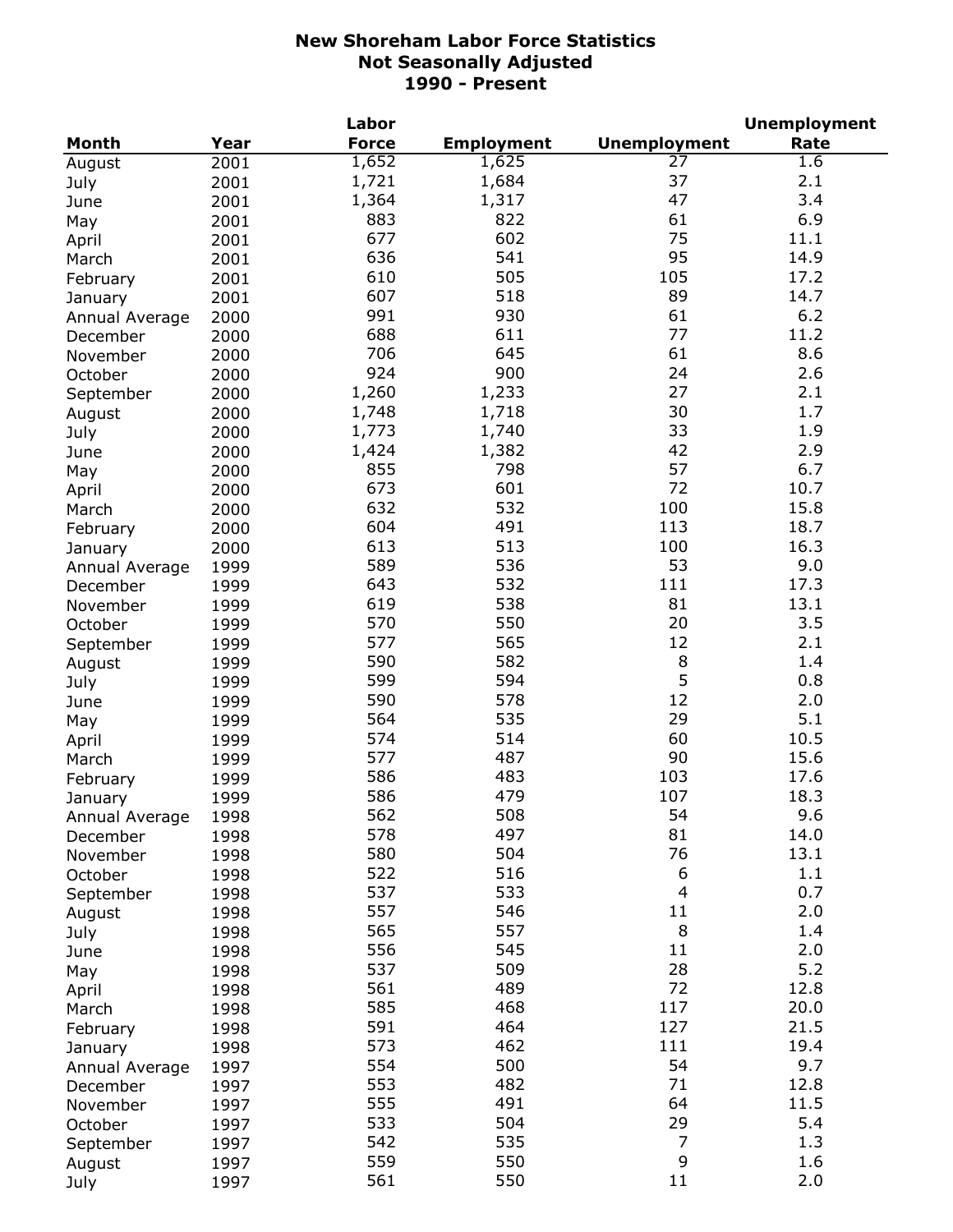**New Shoreham Labor Force Statistics**
**Not Seasonally Adjusted**
**1990 - Present**

| Month | Year | Labor Force | Employment | Unemployment | Unemployment Rate |
|---|---|---|---|---|---|
| August | 2001 | 1,652 | 1,625 | 27 | 1.6 |
| July | 2001 | 1,721 | 1,684 | 37 | 2.1 |
| June | 2001 | 1,364 | 1,317 | 47 | 3.4 |
| May | 2001 | 883 | 822 | 61 | 6.9 |
| April | 2001 | 677 | 602 | 75 | 11.1 |
| March | 2001 | 636 | 541 | 95 | 14.9 |
| February | 2001 | 610 | 505 | 105 | 17.2 |
| January | 2001 | 607 | 518 | 89 | 14.7 |
| Annual Average | 2000 | 991 | 930 | 61 | 6.2 |
| December | 2000 | 688 | 611 | 77 | 11.2 |
| November | 2000 | 706 | 645 | 61 | 8.6 |
| October | 2000 | 924 | 900 | 24 | 2.6 |
| September | 2000 | 1,260 | 1,233 | 27 | 2.1 |
| August | 2000 | 1,748 | 1,718 | 30 | 1.7 |
| July | 2000 | 1,773 | 1,740 | 33 | 1.9 |
| June | 2000 | 1,424 | 1,382 | 42 | 2.9 |
| May | 2000 | 855 | 798 | 57 | 6.7 |
| April | 2000 | 673 | 601 | 72 | 10.7 |
| March | 2000 | 632 | 532 | 100 | 15.8 |
| February | 2000 | 604 | 491 | 113 | 18.7 |
| January | 2000 | 613 | 513 | 100 | 16.3 |
| Annual Average | 1999 | 589 | 536 | 53 | 9.0 |
| December | 1999 | 643 | 532 | 111 | 17.3 |
| November | 1999 | 619 | 538 | 81 | 13.1 |
| October | 1999 | 570 | 550 | 20 | 3.5 |
| September | 1999 | 577 | 565 | 12 | 2.1 |
| August | 1999 | 590 | 582 | 8 | 1.4 |
| July | 1999 | 599 | 594 | 5 | 0.8 |
| June | 1999 | 590 | 578 | 12 | 2.0 |
| May | 1999 | 564 | 535 | 29 | 5.1 |
| April | 1999 | 574 | 514 | 60 | 10.5 |
| March | 1999 | 577 | 487 | 90 | 15.6 |
| February | 1999 | 586 | 483 | 103 | 17.6 |
| January | 1999 | 586 | 479 | 107 | 18.3 |
| Annual Average | 1998 | 562 | 508 | 54 | 9.6 |
| December | 1998 | 578 | 497 | 81 | 14.0 |
| November | 1998 | 580 | 504 | 76 | 13.1 |
| October | 1998 | 522 | 516 | 6 | 1.1 |
| September | 1998 | 537 | 533 | 4 | 0.7 |
| August | 1998 | 557 | 546 | 11 | 2.0 |
| July | 1998 | 565 | 557 | 8 | 1.4 |
| June | 1998 | 556 | 545 | 11 | 2.0 |
| May | 1998 | 537 | 509 | 28 | 5.2 |
| April | 1998 | 561 | 489 | 72 | 12.8 |
| March | 1998 | 585 | 468 | 117 | 20.0 |
| February | 1998 | 591 | 464 | 127 | 21.5 |
| January | 1998 | 573 | 462 | 111 | 19.4 |
| Annual Average | 1997 | 554 | 500 | 54 | 9.7 |
| December | 1997 | 553 | 482 | 71 | 12.8 |
| November | 1997 | 555 | 491 | 64 | 11.5 |
| October | 1997 | 533 | 504 | 29 | 5.4 |
| September | 1997 | 542 | 535 | 7 | 1.3 |
| August | 1997 | 559 | 550 | 9 | 1.6 |
| July | 1997 | 561 | 550 | 11 | 2.0 |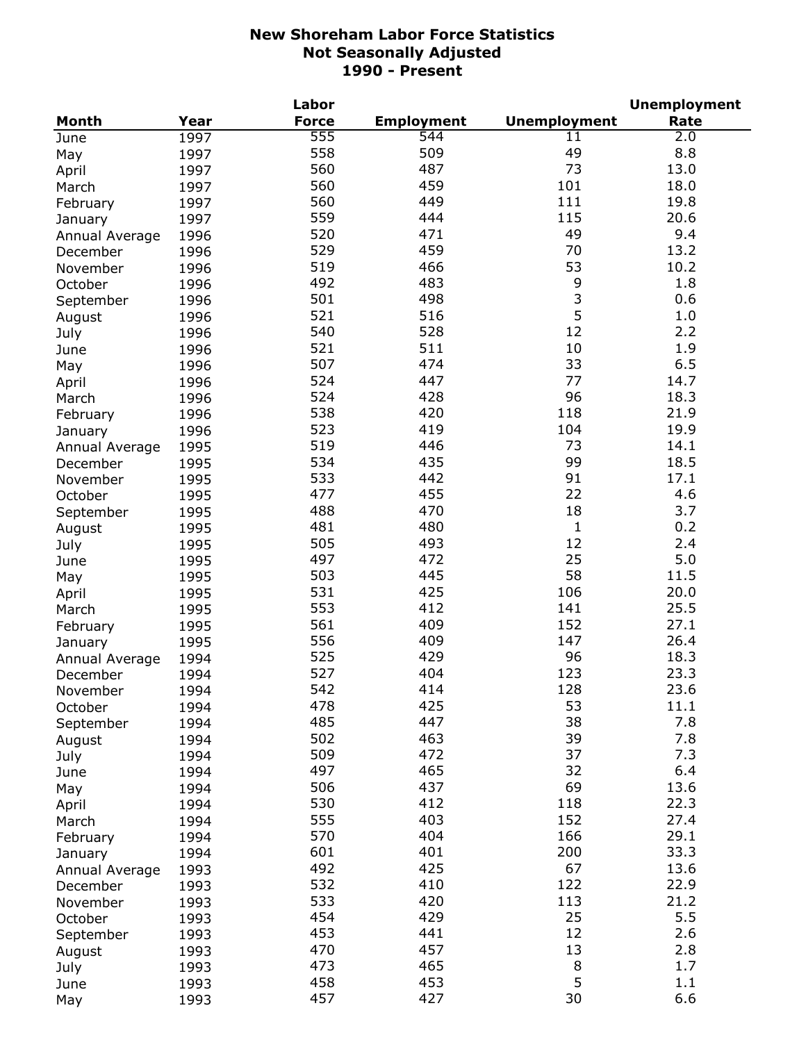# New Shoreham Labor Force Statistics
## Not Seasonally Adjusted
## 1990 - Present

| Month | Year | Labor Force | Employment | Unemployment | Unemployment Rate |
|---|---|---|---|---|---|
| June | 1997 | 555 | 544 | 11 | 2.0 |
| May | 1997 | 558 | 509 | 49 | 8.8 |
| April | 1997 | 560 | 487 | 73 | 13.0 |
| March | 1997 | 560 | 459 | 101 | 18.0 |
| February | 1997 | 560 | 449 | 111 | 19.8 |
| January | 1997 | 559 | 444 | 115 | 20.6 |
| Annual Average | 1996 | 520 | 471 | 49 | 9.4 |
| December | 1996 | 529 | 459 | 70 | 13.2 |
| November | 1996 | 519 | 466 | 53 | 10.2 |
| October | 1996 | 492 | 483 | 9 | 1.8 |
| September | 1996 | 501 | 498 | 3 | 0.6 |
| August | 1996 | 521 | 516 | 5 | 1.0 |
| July | 1996 | 540 | 528 | 12 | 2.2 |
| June | 1996 | 521 | 511 | 10 | 1.9 |
| May | 1996 | 507 | 474 | 33 | 6.5 |
| April | 1996 | 524 | 447 | 77 | 14.7 |
| March | 1996 | 524 | 428 | 96 | 18.3 |
| February | 1996 | 538 | 420 | 118 | 21.9 |
| January | 1996 | 523 | 419 | 104 | 19.9 |
| Annual Average | 1995 | 519 | 446 | 73 | 14.1 |
| December | 1995 | 534 | 435 | 99 | 18.5 |
| November | 1995 | 533 | 442 | 91 | 17.1 |
| October | 1995 | 477 | 455 | 22 | 4.6 |
| September | 1995 | 488 | 470 | 18 | 3.7 |
| August | 1995 | 481 | 480 | 1 | 0.2 |
| July | 1995 | 505 | 493 | 12 | 2.4 |
| June | 1995 | 497 | 472 | 25 | 5.0 |
| May | 1995 | 503 | 445 | 58 | 11.5 |
| April | 1995 | 531 | 425 | 106 | 20.0 |
| March | 1995 | 553 | 412 | 141 | 25.5 |
| February | 1995 | 561 | 409 | 152 | 27.1 |
| January | 1995 | 556 | 409 | 147 | 26.4 |
| Annual Average | 1994 | 525 | 429 | 96 | 18.3 |
| December | 1994 | 527 | 404 | 123 | 23.3 |
| November | 1994 | 542 | 414 | 128 | 23.6 |
| October | 1994 | 478 | 425 | 53 | 11.1 |
| September | 1994 | 485 | 447 | 38 | 7.8 |
| August | 1994 | 502 | 463 | 39 | 7.8 |
| July | 1994 | 509 | 472 | 37 | 7.3 |
| June | 1994 | 497 | 465 | 32 | 6.4 |
| May | 1994 | 506 | 437 | 69 | 13.6 |
| April | 1994 | 530 | 412 | 118 | 22.3 |
| March | 1994 | 555 | 403 | 152 | 27.4 |
| February | 1994 | 570 | 404 | 166 | 29.1 |
| January | 1994 | 601 | 401 | 200 | 33.3 |
| Annual Average | 1993 | 492 | 425 | 67 | 13.6 |
| December | 1993 | 532 | 410 | 122 | 22.9 |
| November | 1993 | 533 | 420 | 113 | 21.2 |
| October | 1993 | 454 | 429 | 25 | 5.5 |
| September | 1993 | 453 | 441 | 12 | 2.6 |
| August | 1993 | 470 | 457 | 13 | 2.8 |
| July | 1993 | 473 | 465 | 8 | 1.7 |
| June | 1993 | 458 | 453 | 5 | 1.1 |
| May | 1993 | 457 | 427 | 30 | 6.6 |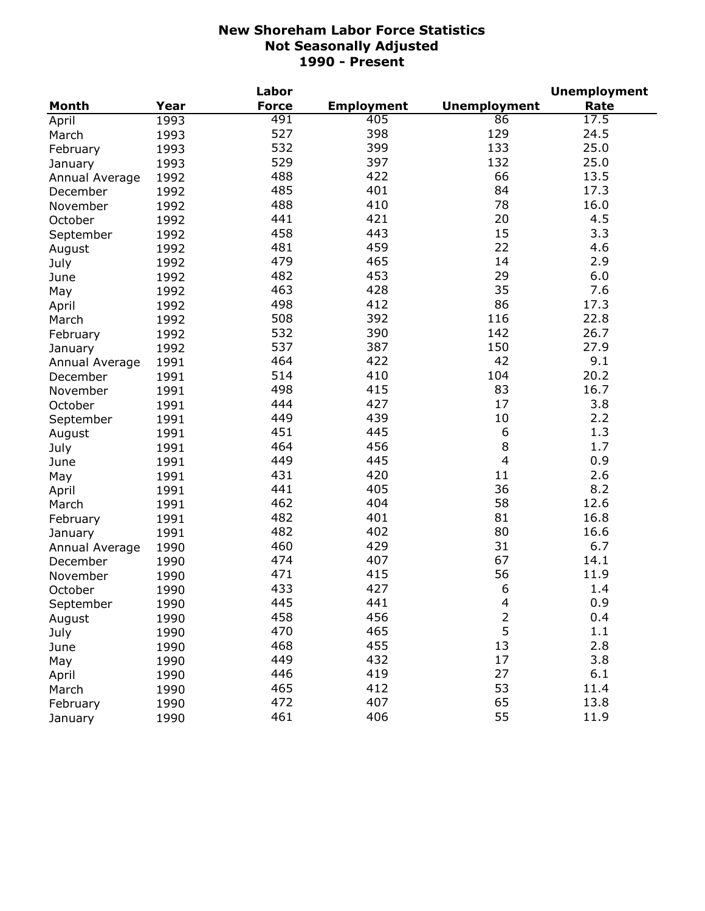# New Shoreham Labor Force Statistics
## Not Seasonally Adjusted
## 1990 - Present

| Month | Year | Labor Force | Employment | Unemployment | Unemployment Rate |
|---|---|---|---|---|---|
| April | 1993 | 491 | 405 | 86 | 17.5 |
| March | 1993 | 527 | 398 | 129 | 24.5 |
| February | 1993 | 532 | 399 | 133 | 25.0 |
| January | 1993 | 529 | 397 | 132 | 25.0 |
| Annual Average | 1992 | 488 | 422 | 66 | 13.5 |
| December | 1992 | 485 | 401 | 84 | 17.3 |
| November | 1992 | 488 | 410 | 78 | 16.0 |
| October | 1992 | 441 | 421 | 20 | 4.5 |
| September | 1992 | 458 | 443 | 15 | 3.3 |
| August | 1992 | 481 | 459 | 22 | 4.6 |
| July | 1992 | 479 | 465 | 14 | 2.9 |
| June | 1992 | 482 | 453 | 29 | 6.0 |
| May | 1992 | 463 | 428 | 35 | 7.6 |
| April | 1992 | 498 | 412 | 86 | 17.3 |
| March | 1992 | 508 | 392 | 116 | 22.8 |
| February | 1992 | 532 | 390 | 142 | 26.7 |
| January | 1992 | 537 | 387 | 150 | 27.9 |
| Annual Average | 1991 | 464 | 422 | 42 | 9.1 |
| December | 1991 | 514 | 410 | 104 | 20.2 |
| November | 1991 | 498 | 415 | 83 | 16.7 |
| October | 1991 | 444 | 427 | 17 | 3.8 |
| September | 1991 | 449 | 439 | 10 | 2.2 |
| August | 1991 | 451 | 445 | 6 | 1.3 |
| July | 1991 | 464 | 456 | 8 | 1.7 |
| June | 1991 | 449 | 445 | 4 | 0.9 |
| May | 1991 | 431 | 420 | 11 | 2.6 |
| April | 1991 | 441 | 405 | 36 | 8.2 |
| March | 1991 | 462 | 404 | 58 | 12.6 |
| February | 1991 | 482 | 401 | 81 | 16.8 |
| January | 1991 | 482 | 402 | 80 | 16.6 |
| Annual Average | 1990 | 460 | 429 | 31 | 6.7 |
| December | 1990 | 474 | 407 | 67 | 14.1 |
| November | 1990 | 471 | 415 | 56 | 11.9 |
| October | 1990 | 433 | 427 | 6 | 1.4 |
| September | 1990 | 445 | 441 | 4 | 0.9 |
| August | 1990 | 458 | 456 | 2 | 0.4 |
| July | 1990 | 470 | 465 | 5 | 1.1 |
| June | 1990 | 468 | 455 | 13 | 2.8 |
| May | 1990 | 449 | 432 | 17 | 3.8 |
| April | 1990 | 446 | 419 | 27 | 6.1 |
| March | 1990 | 465 | 412 | 53 | 11.4 |
| February | 1990 | 472 | 407 | 65 | 13.8 |
| January | 1990 | 461 | 406 | 55 | 11.9 |